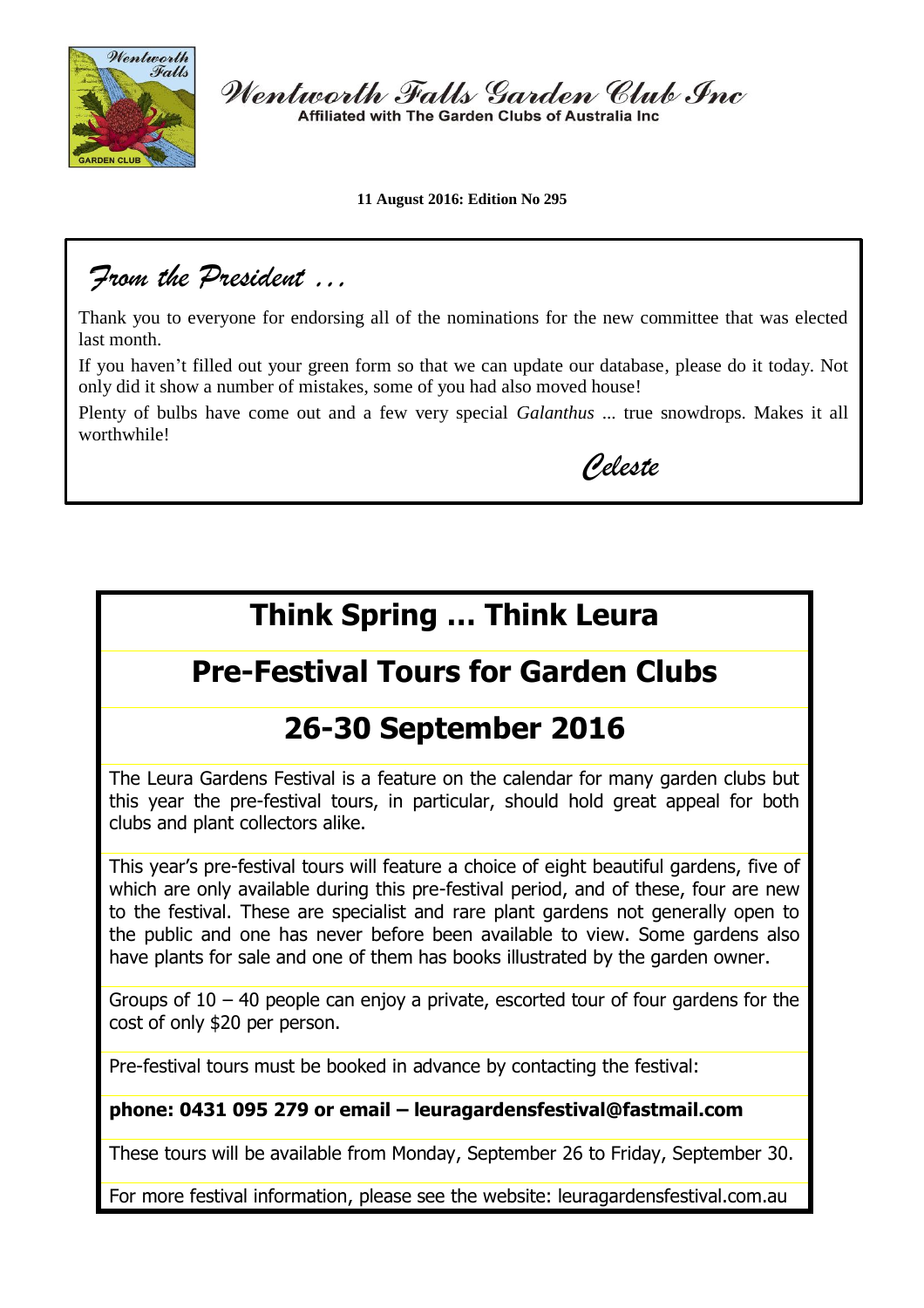# Wentworth Falls Garden Club Inc

Affiliated with The Garden Clubs of Australia Inc

**11 August 2016: Edition No 295**

## *From the President …*

Thank you to everyone for endorsing all of the nominations for the new committee that was elected last month.

If you haven't filled out your green form so that we can update our database, please do it today. Not only did it show a number of mistakes, some of you had also moved house!

Plenty of bulbs have come out and a few very special *Galanthus* ... true snowdrops. Makes it all worthwhile!

*Celeste*

# Think Spring … Think Leura

## Pre-Festival Tours for Garden Clubs

## 26-30 September 2016

The Leura Gardens Festival is a feature on the calendar for many garden clubs but this year the pre-festival tours, in particular, should hold great appeal for both clubs and plant collectors alike.

This year's pre-festival tours will feature a choice of eight beautiful gardens, five of which are only available during this pre-festival period, and of these, four are new to the festival. These are specialist and rare plant gardens not generally open to the public and one has never before been available to view. Some gardens also have plants for sale and one of them has books illustrated by the garden owner.

Groups of 10 – 40 people can enjoy a private, escorted tour of four gardens for the cost of only $20 per person.

Pre-festival tours must be booked in advance by contacting the festival:

**phone: 0431 095 279 or email – leuragardensfestival@fastmail.com**

These tours will be available from Monday, September 26 to Friday, September 30.

For more festival information, please see the website: leuragardensfestival.com.au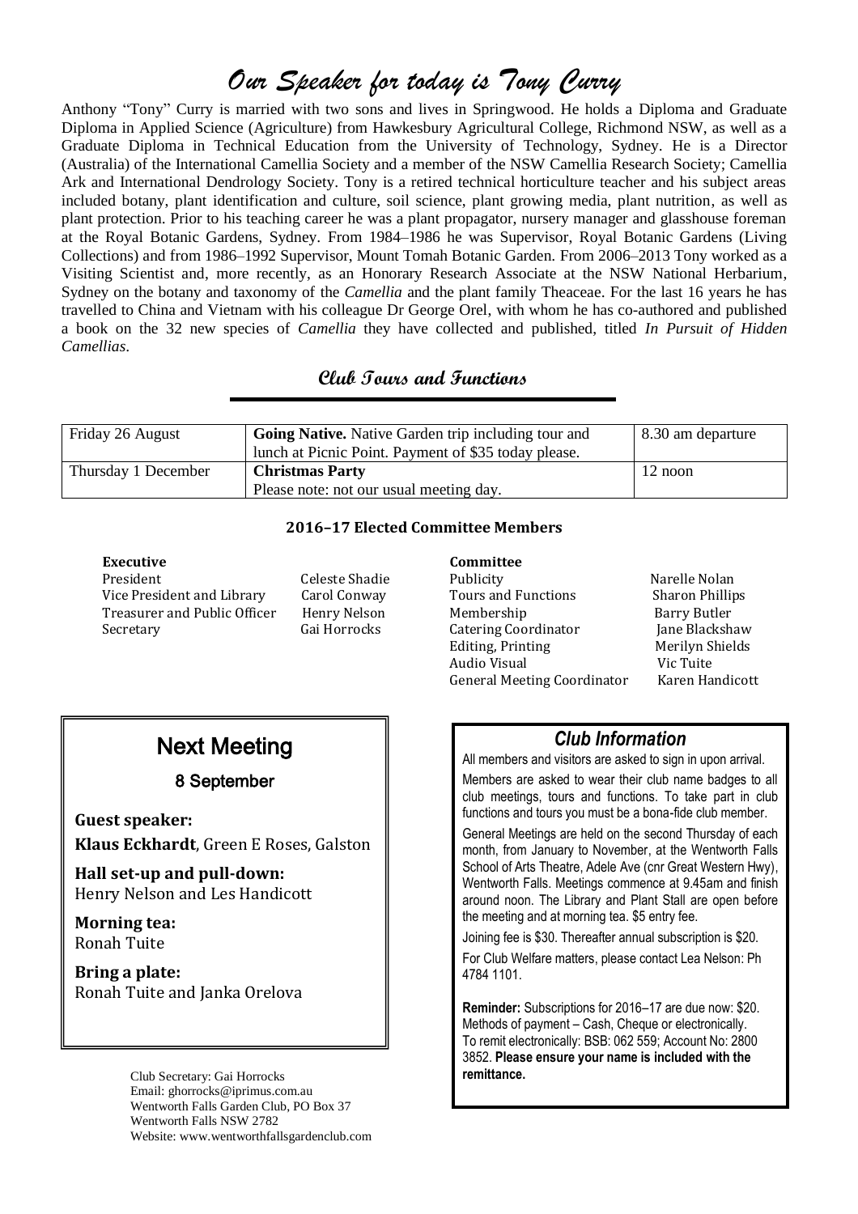# Our Speaker for today is Tony Curry

Anthony "Tony" Curry is married with two sons and lives in Springwood. He holds a Diploma and Graduate Diploma in Applied Science (Agriculture) from Hawkesbury Agricultural College, Richmond NSW, as well as a Graduate Diploma in Technical Education from the University of Technology, Sydney. He is a Director (Australia) of the International Camellia Society and a member of the NSW Camellia Research Society; Camellia Ark and International Dendrology Society. Tony is a retired technical horticulture teacher and his subject areas included botany, plant identification and culture, soil science, plant growing media, plant nutrition, as well as plant protection. Prior to his teaching career he was a plant propagator, nursery manager and glasshouse foreman at the Royal Botanic Gardens, Sydney. From 1984–1986 he was Supervisor, Royal Botanic Gardens (Living Collections) and from 1986–1992 Supervisor, Mount Tomah Botanic Garden. From 2006–2013 Tony worked as a Visiting Scientist and, more recently, as an Honorary Research Associate at the NSW National Herbarium, Sydney on the botany and taxonomy of the *Camellia* and the plant family Theaceae. For the last 16 years he has travelled to China and Vietnam with his colleague Dr George Orel, with whom he has co-authored and published a book on the 32 new species of *Camellia* they have collected and published, titled *In Pursuit of Hidden Camellias*.

## Club Tours and Functions

| | | |
|---|---|---|
| Friday 26 August | **Going Native.** Native Garden trip including tour and lunch at Picnic Point. Payment of $35 today please. | 8.30 am departure |
| Thursday 1 December | **Christmas Party** Please note: not our usual meeting day. | 12 noon |

### 2016–17 Elected Committee Members

**Executive**

| | |
|---|---|
| President | Celeste Shadie |
| Vice President and Library | Carol Conway |
| Treasurer and Public Officer | Henry Nelson |
| Secretary | Gai Horrocks |

**Committee**

| | |
|---|---|
| Publicity | Narelle Nolan |
| Tours and Functions | Sharon Phillips |
| Membership | Barry Butler |
| Catering Coordinator | Jane Blackshaw |
| Editing, Printing | Merilyn Shields |
| Audio Visual | Vic Tuite |
| General Meeting Coordinator | Karen Handicott |

## Next Meeting

### 8 September

**Guest speaker:**
**Klaus Eckhardt**, Green E Roses, Galston

**Hall set-up and pull-down:**
Henry Nelson and Les Handicott

**Morning tea:**
Ronah Tuite

**Bring a plate:**
Ronah Tuite and Janka Orelova

Club Secretary: Gai Horrocks
Email: ghorrocks@iprimus.com.au
Wentworth Falls Garden Club, PO Box 37
Wentworth Falls NSW 2782
Website: www.wentworthfallsgardenclub.com

## *Club Information*

All members and visitors are asked to sign in upon arrival.

Members are asked to wear their club name badges to all club meetings, tours and functions. To take part in club functions and tours you must be a bona-fide club member.

General Meetings are held on the second Thursday of each month, from January to November, at the Wentworth Falls School of Arts Theatre, Adele Ave (cnr Great Western Hwy), Wentworth Falls. Meetings commence at 9.45am and finish around noon. The Library and Plant Stall are open before the meeting and at morning tea. $5 entry fee.

Joining fee is $30. Thereafter annual subscription is $20.

For Club Welfare matters, please contact Lea Nelson: Ph 4784 1101.

**Reminder:** Subscriptions for 2016–17 are due now: $20. Methods of payment – Cash, Cheque or electronically. To remit electronically: BSB: 062 559; Account No: 2800 3852. **Please ensure your name is included with the remittance.**